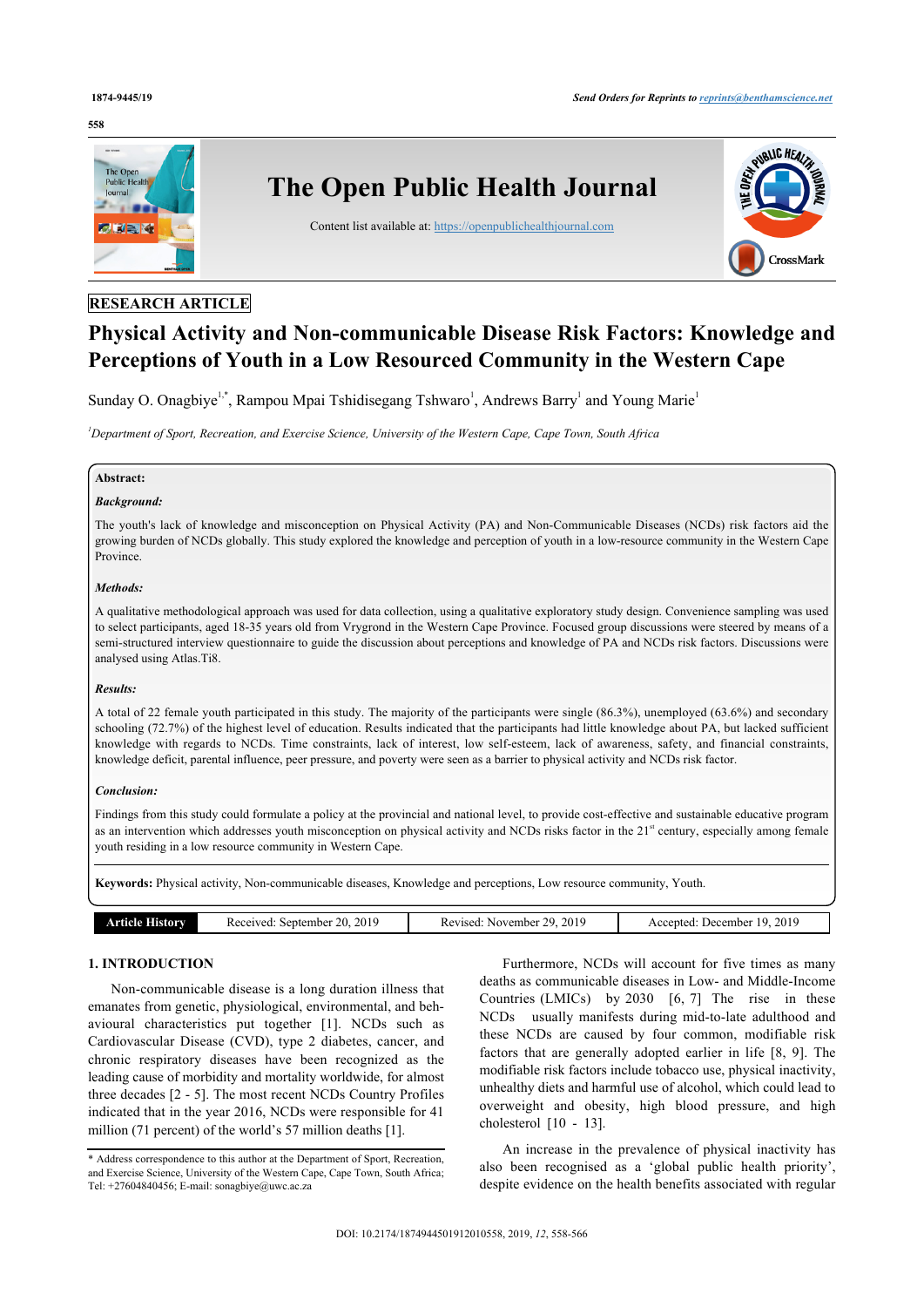RESEARCH ARTICLE

# Physical Activity and Non-communicable Disease Risk Factors: Knowledge and Perceptions of Youth in a Low Resourced Community in the Western Cape

Sunday O. Onagbiye[1,*], Rampou Mpai Tshidisegang Tshwaro[1], Andrews Barry[1] and Young Marie[1]

[1]*Department of Sport, Recreation, and Exercise Science, University of the Western Cape, Cape Town, South Africa*

**Abstract:**

***Background:***

The youth's lack of knowledge and misconception on Physical Activity (PA) and Non-Communicable Diseases (NCDs) risk factors aid the growing burden of NCDs globally. This study explored the knowledge and perception of youth in a low-resource community in the Western Cape Province.

***Methods:***

A qualitative methodological approach was used for data collection, using a qualitative exploratory study design. Convenience sampling was used to select participants, aged 18-35 years old from Vrygrond in the Western Cape Province. Focused group discussions were steered by means of a semi-structured interview questionnaire to guide the discussion about perceptions and knowledge of PA and NCDs risk factors. Discussions were analysed using Atlas.Ti8.

***Results:***

A total of 22 female youth participated in this study. The majority of the participants were single (86.3%), unemployed (63.6%) and secondary schooling (72.7%) of the highest level of education. Results indicated that the participants had little knowledge about PA, but lacked sufficient knowledge with regards to NCDs. Time constraints, lack of interest, low self-esteem, lack of awareness, safety, and financial constraints, knowledge deficit, parental influence, peer pressure, and poverty were seen as a barrier to physical activity and NCDs risk factor.

***Conclusion:***

Findings from this study could formulate a policy at the provincial and national level, to provide cost-effective and sustainable educative program as an intervention which addresses youth misconception on physical activity and NCDs risks factor in the 21st century, especially among female youth residing in a low resource community in Western Cape.

**Keywords:** Physical activity, Non-communicable diseases, Knowledge and perceptions, Low resource community, Youth.

| Article History | Received: September 20, 2019 | Revised: November 29, 2019 | Accepted: December 19, 2019 |
|---|---|---|---|

## 1. INTRODUCTION

Non-communicable disease is a long duration illness that emanates from genetic, physiological, environmental, and behavioural characteristics put together [1]. NCDs such as Cardiovascular Disease (CVD), type 2 diabetes, cancer, and chronic respiratory diseases have been recognized as the leading cause of morbidity and mortality worldwide, for almost three decades [2 - 5]. The most recent NCDs Country Profiles indicated that in the year 2016, NCDs were responsible for 41 million (71 percent) of the world's 57 million deaths [1].

Furthermore, NCDs will account for five times as many deaths as communicable diseases in Low- and Middle-Income Countries (LMICs) by 2030 [6, 7] The rise in these NCDs usually manifests during mid-to-late adulthood and these NCDs are caused by four common, modifiable risk factors that are generally adopted earlier in life [8, 9]. The modifiable risk factors include tobacco use, physical inactivity, unhealthy diets and harmful use of alcohol, which could lead to overweight and obesity, high blood pressure, and high cholesterol [10 - 13].

An increase in the prevalence of physical inactivity has also been recognised as a 'global public health priority', despite evidence on the health benefits associated with regular

\* Address correspondence to this author at the Department of Sport, Recreation, and Exercise Science, University of the Western Cape, Cape Town, South Africa; Tel: +27604840456; E-mail: sonagbiye@uwc.ac.za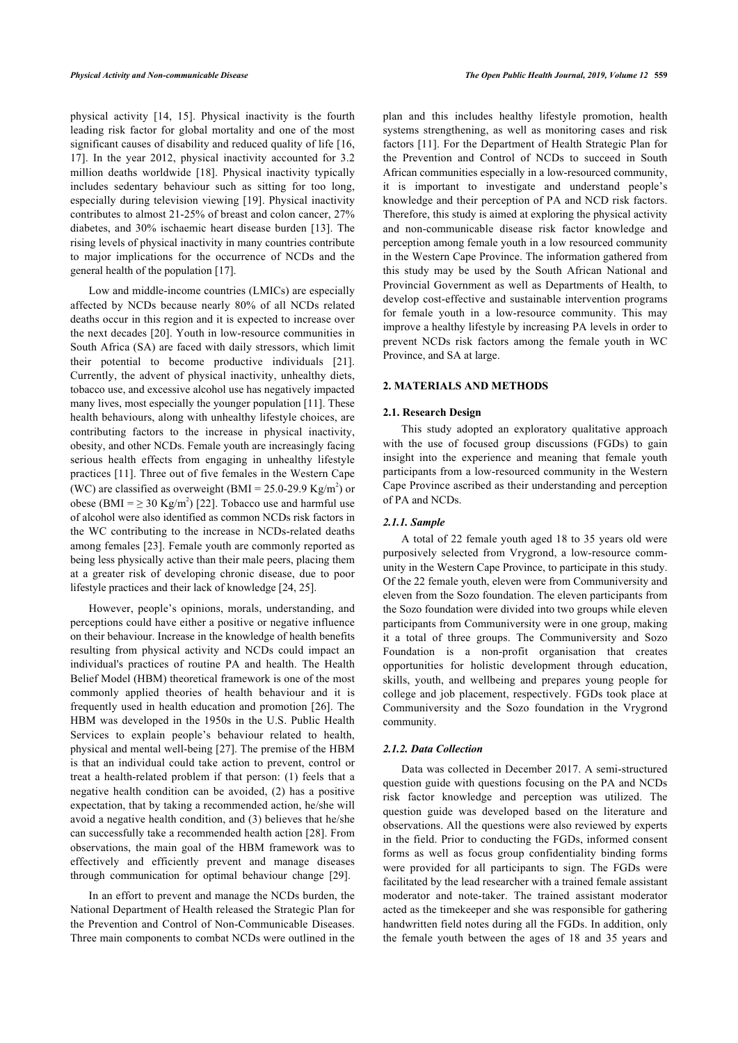physical activity [14, 15]. Physical inactivity is the fourth leading risk factor for global mortality and one of the most significant causes of disability and reduced quality of life [16, 17]. In the year 2012, physical inactivity accounted for 3.2 million deaths worldwide [18]. Physical inactivity typically includes sedentary behaviour such as sitting for too long, especially during television viewing [19]. Physical inactivity contributes to almost 21-25% of breast and colon cancer, 27% diabetes, and 30% ischaemic heart disease burden [13]. The rising levels of physical inactivity in many countries contribute to major implications for the occurrence of NCDs and the general health of the population [17].

Low and middle-income countries (LMICs) are especially affected by NCDs because nearly 80% of all NCDs related deaths occur in this region and it is expected to increase over the next decades [20]. Youth in low-resource communities in South Africa (SA) are faced with daily stressors, which limit their potential to become productive individuals [21]. Currently, the advent of physical inactivity, unhealthy diets, tobacco use, and excessive alcohol use has negatively impacted many lives, most especially the younger population [11]. These health behaviours, along with unhealthy lifestyle choices, are contributing factors to the increase in physical inactivity, obesity, and other NCDs. Female youth are increasingly facing serious health effects from engaging in unhealthy lifestyle practices [11]. Three out of five females in the Western Cape (WC) are classified as overweight (BMI = 25.0-29.9 $Kg/m^2$) or obese (BMI = ≥ 30 $Kg/m^2$) [22]. Tobacco use and harmful use of alcohol were also identified as common NCDs risk factors in the WC contributing to the increase in NCDs-related deaths among females [23]. Female youth are commonly reported as being less physically active than their male peers, placing them at a greater risk of developing chronic disease, due to poor lifestyle practices and their lack of knowledge [24, 25].

However, people's opinions, morals, understanding, and perceptions could have either a positive or negative influence on their behaviour. Increase in the knowledge of health benefits resulting from physical activity and NCDs could impact an individual's practices of routine PA and health. The Health Belief Model (HBM) theoretical framework is one of the most commonly applied theories of health behaviour and it is frequently used in health education and promotion [26]. The HBM was developed in the 1950s in the U.S. Public Health Services to explain people's behaviour related to health, physical and mental well-being [27]. The premise of the HBM is that an individual could take action to prevent, control or treat a health-related problem if that person: (1) feels that a negative health condition can be avoided, (2) has a positive expectation, that by taking a recommended action, he/she will avoid a negative health condition, and (3) believes that he/she can successfully take a recommended health action [28]. From observations, the main goal of the HBM framework was to effectively and efficiently prevent and manage diseases through communication for optimal behaviour change [29].

In an effort to prevent and manage the NCDs burden, the National Department of Health released the Strategic Plan for the Prevention and Control of Non-Communicable Diseases. Three main components to combat NCDs were outlined in the plan and this includes healthy lifestyle promotion, health systems strengthening, as well as monitoring cases and risk factors [11]. For the Department of Health Strategic Plan for the Prevention and Control of NCDs to succeed in South African communities especially in a low-resourced community, it is important to investigate and understand people's knowledge and their perception of PA and NCD risk factors. Therefore, this study is aimed at exploring the physical activity and non-communicable disease risk factor knowledge and perception among female youth in a low resourced community in the Western Cape Province. The information gathered from this study may be used by the South African National and Provincial Government as well as Departments of Health, to develop cost-effective and sustainable intervention programs for female youth in a low-resource community. This may improve a healthy lifestyle by increasing PA levels in order to prevent NCDs risk factors among the female youth in WC Province, and SA at large.

## 2. MATERIALS AND METHODS

### 2.1. Research Design

This study adopted an exploratory qualitative approach with the use of focused group discussions (FGDs) to gain insight into the experience and meaning that female youth participants from a low-resourced community in the Western Cape Province ascribed as their understanding and perception of PA and NCDs.

#### *2.1.1. Sample*

A total of 22 female youth aged 18 to 35 years old were purposively selected from Vrygrond, a low-resource community in the Western Cape Province, to participate in this study. Of the 22 female youth, eleven were from Communiversity and eleven from the Sozo foundation. The eleven participants from the Sozo foundation were divided into two groups while eleven participants from Communiversity were in one group, making it a total of three groups. The Communiversity and Sozo Foundation is a non-profit organisation that creates opportunities for holistic development through education, skills, youth, and wellbeing and prepares young people for college and job placement, respectively. FGDs took place at Communiversity and the Sozo foundation in the Vrygrond community.

#### *2.1.2. Data Collection*

Data was collected in December 2017. A semi-structured question guide with questions focusing on the PA and NCDs risk factor knowledge and perception was utilized. The question guide was developed based on the literature and observations. All the questions were also reviewed by experts in the field. Prior to conducting the FGDs, informed consent forms as well as focus group confidentiality binding forms were provided for all participants to sign. The FGDs were facilitated by the lead researcher with a trained female assistant moderator and note-taker. The trained assistant moderator acted as the timekeeper and she was responsible for gathering handwritten field notes during all the FGDs. In addition, only the female youth between the ages of 18 and 35 years and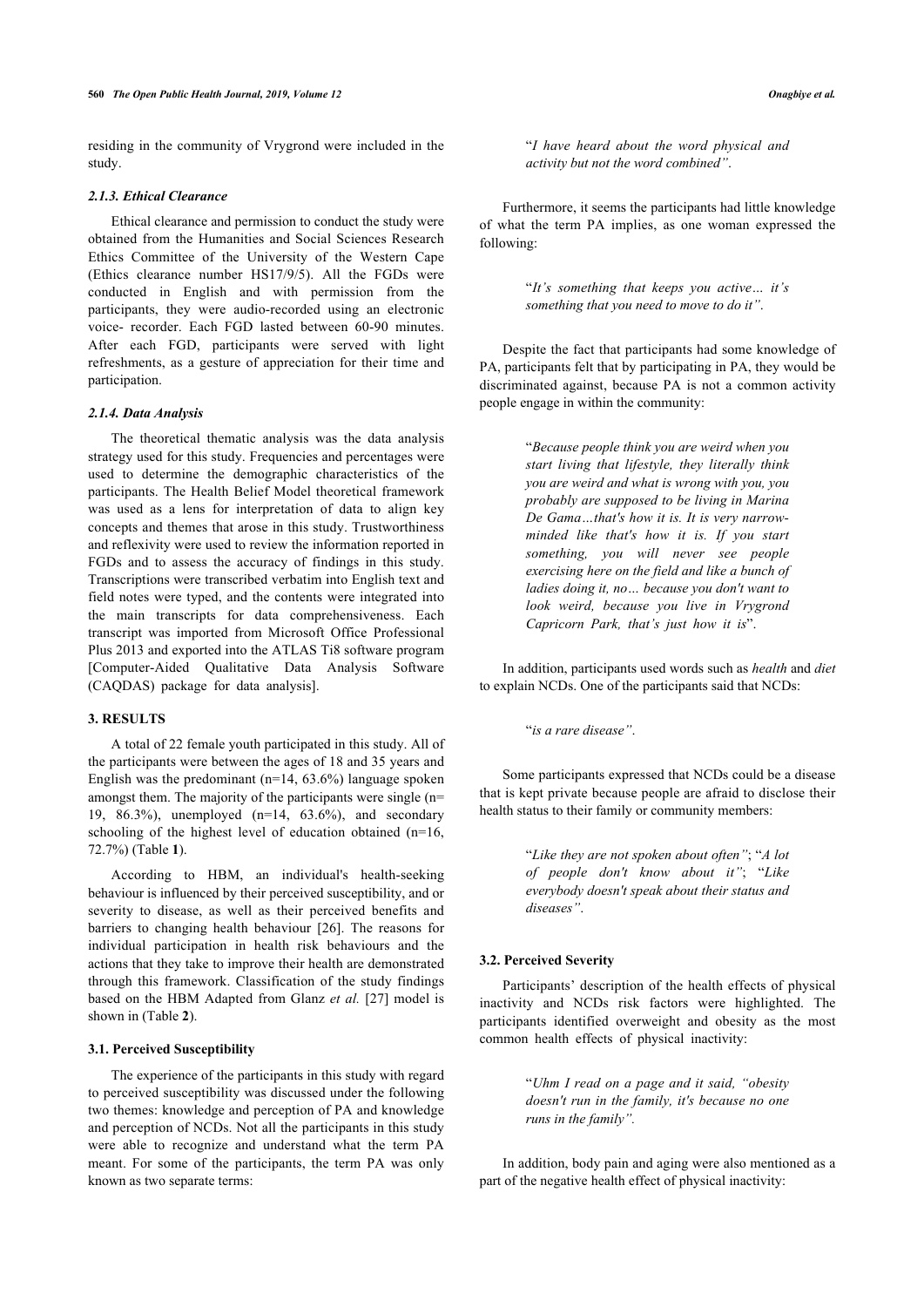residing in the community of Vrygrond were included in the study.

#### 2.1.3. Ethical Clearance

Ethical clearance and permission to conduct the study were obtained from the Humanities and Social Sciences Research Ethics Committee of the University of the Western Cape (Ethics clearance number HS17/9/5). All the FGDs were conducted in English and with permission from the participants, they were audio-recorded using an electronic voice- recorder. Each FGD lasted between 60-90 minutes. After each FGD, participants were served with light refreshments, as a gesture of appreciation for their time and participation.

#### 2.1.4. Data Analysis

The theoretical thematic analysis was the data analysis strategy used for this study. Frequencies and percentages were used to determine the demographic characteristics of the participants. The Health Belief Model theoretical framework was used as a lens for interpretation of data to align key concepts and themes that arose in this study. Trustworthiness and reflexivity were used to review the information reported in FGDs and to assess the accuracy of findings in this study. Transcriptions were transcribed verbatim into English text and field notes were typed, and the contents were integrated into the main transcripts for data comprehensiveness. Each transcript was imported from Microsoft Office Professional Plus 2013 and exported into the ATLAS Ti8 software program [Computer-Aided Qualitative Data Analysis Software (CAQDAS) package for data analysis].

## 3. RESULTS

A total of 22 female youth participated in this study. All of the participants were between the ages of 18 and 35 years and English was the predominant (n=14, 63.6%) language spoken amongst them. The majority of the participants were single (n= 19, 86.3%), unemployed (n=14, 63.6%), and secondary schooling of the highest level of education obtained (n=16, 72.7%) (Table **1**).

According to HBM, an individual's health-seeking behaviour is influenced by their perceived susceptibility, and or severity to disease, as well as their perceived benefits and barriers to changing health behaviour [26]. The reasons for individual participation in health risk behaviours and the actions that they take to improve their health are demonstrated through this framework. Classification of the study findings based on the HBM Adapted from Glanz *et al.* [27] model is shown in (Table **2**).

### 3.1. Perceived Susceptibility

The experience of the participants in this study with regard to perceived susceptibility was discussed under the following two themes: knowledge and perception of PA and knowledge and perception of NCDs. Not all the participants in this study were able to recognize and understand what the term PA meant. For some of the participants, the term PA was only known as two separate terms:

> "*I have heard about the word physical and activity but not the word combined"*.

Furthermore, it seems the participants had little knowledge of what the term PA implies, as one woman expressed the following:

> "*It's something that keeps you active… it's something that you need to move to do it"*.

Despite the fact that participants had some knowledge of PA, participants felt that by participating in PA, they would be discriminated against, because PA is not a common activity people engage in within the community:

> "*Because people think you are weird when you start living that lifestyle, they literally think you are weird and what is wrong with you, you probably are supposed to be living in Marina De Gama…that's how it is. It is very narrow-minded like that's how it is. If you start something, you will never see people exercising here on the field and like a bunch of ladies doing it, no… because you don't want to look weird, because you live in Vrygrond Capricorn Park, that's just how it is*".

In addition, participants used words such as *health* and *diet* to explain NCDs. One of the participants said that NCDs:

> "*is a rare disease"*.

Some participants expressed that NCDs could be a disease that is kept private because people are afraid to disclose their health status to their family or community members:

> "*Like they are not spoken about often"*; "*A lot of people don't know about it"*; "*Like everybody doesn't speak about their status and diseases"*.

### 3.2. Perceived Severity

Participants' description of the health effects of physical inactivity and NCDs risk factors were highlighted. The participants identified overweight and obesity as the most common health effects of physical inactivity:

> "*Uhm I read on a page and it said, "obesity doesn't run in the family, it's because no one runs in the family".*

In addition, body pain and aging were also mentioned as a part of the negative health effect of physical inactivity: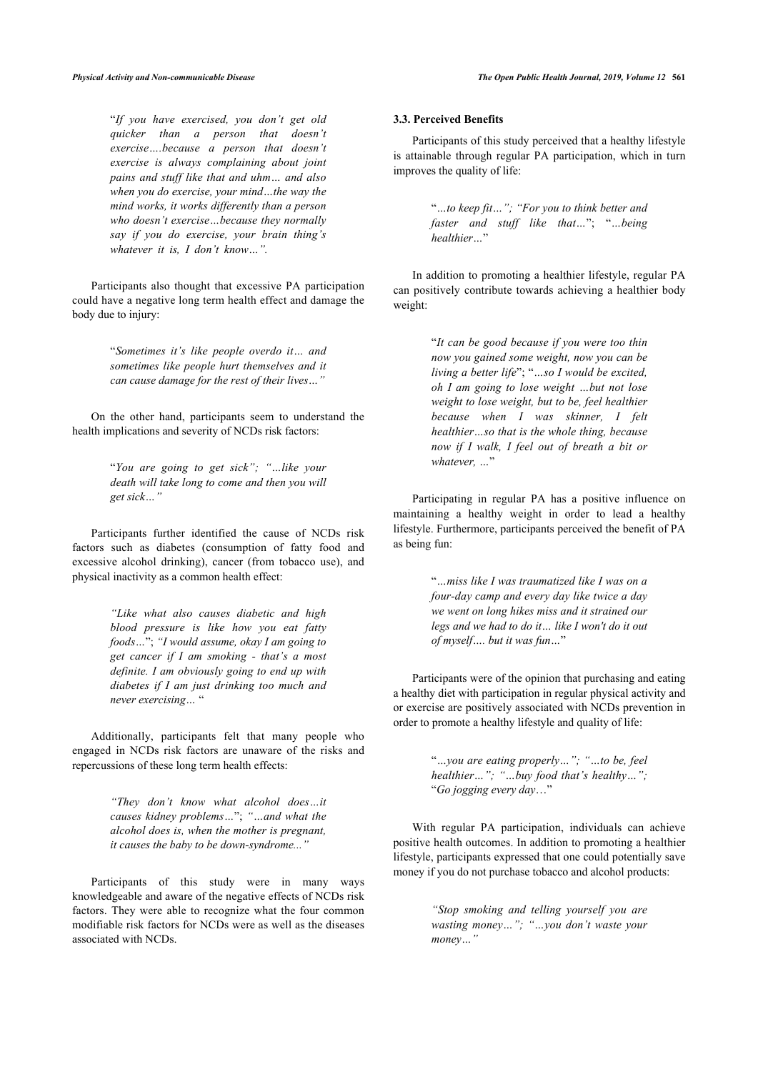"*If you have exercised, you don't get old quicker than a person that doesn't exercise….because a person that doesn't exercise is always complaining about joint pains and stuff like that and uhm… and also when you do exercise, your mind…the way the mind works, it works differently than a person who doesn't exercise…because they normally say if you do exercise, your brain thing's whatever it is, I don't know…".*

Participants also thought that excessive PA participation could have a negative long term health effect and damage the body due to injury:

> "*Sometimes it's like people overdo it… and sometimes like people hurt themselves and it can cause damage for the rest of their lives…"*

On the other hand, participants seem to understand the health implications and severity of NCDs risk factors:

> "*You are going to get sick"; "…like your death will take long to come and then you will get sick…"*

Participants further identified the cause of NCDs risk factors such as diabetes (consumption of fatty food and excessive alcohol drinking), cancer (from tobacco use), and physical inactivity as a common health effect:

> *"Like what also causes diabetic and high blood pressure is like how you eat fatty foods…*"; *"I would assume, okay I am going to get cancer if I am smoking - that's a most definite. I am obviously going to end up with diabetes if I am just drinking too much and never exercising…* "

Additionally, participants felt that many people who engaged in NCDs risk factors are unaware of the risks and repercussions of these long term health effects:

> *"They don't know what alcohol does…it causes kidney problems…*"; *"…and what the alcohol does is, when the mother is pregnant, it causes the baby to be down-syndrome..."*

Participants of this study were in many ways knowledgeable and aware of the negative effects of NCDs risk factors. They were able to recognize what the four common modifiable risk factors for NCDs were as well as the diseases associated with NCDs.

### 3.3. Perceived Benefits

Participants of this study perceived that a healthy lifestyle is attainable through regular PA participation, which in turn improves the quality of life:

> "*…to keep fit…"; "For you to think better and faster and stuff like that…*"; "*…being healthier…*"

In addition to promoting a healthier lifestyle, regular PA can positively contribute towards achieving a healthier body weight:

> "*It can be good because if you were too thin now you gained some weight, now you can be living a better life*"; "*…so I would be excited, oh I am going to lose weight …but not lose weight to lose weight, but to be, feel healthier because when I was skinner, I felt healthier…so that is the whole thing, because now if I walk, I feel out of breath a bit or whatever, …*"

Participating in regular PA has a positive influence on maintaining a healthy weight in order to lead a healthy lifestyle. Furthermore, participants perceived the benefit of PA as being fun:

> "*…miss like I was traumatized like I was on a four-day camp and every day like twice a day we went on long hikes miss and it strained our legs and we had to do it… like I won't do it out of myself…. but it was fun…*"

Participants were of the opinion that purchasing and eating a healthy diet with participation in regular physical activity and or exercise are positively associated with NCDs prevention in order to promote a healthy lifestyle and quality of life:

> "*…you are eating properly…"; "…to be, feel healthier…"; "…buy food that's healthy…";* "*Go jogging every day…*"

With regular PA participation, individuals can achieve positive health outcomes. In addition to promoting a healthier lifestyle, participants expressed that one could potentially save money if you do not purchase tobacco and alcohol products:

> *"Stop smoking and telling yourself you are wasting money…"; "…you don't waste your money…"*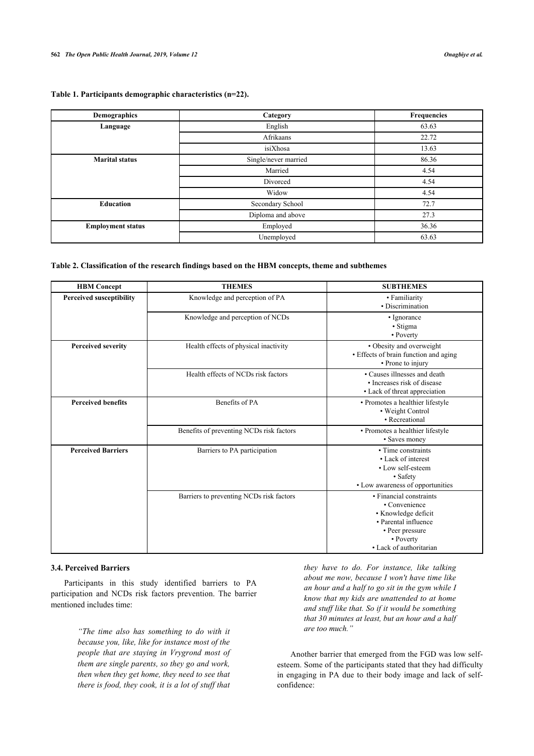**Table 1. Participants demographic characteristics (n=22).**

| Demographics | Category | Frequencies |
|---|---|---|
| **Language** | English | 63.63 |
| | Afrikaans | 22.72 |
| | isiXhosa | 13.63 |
| **Marital status** | Single/never married | 86.36 |
| | Married | 4.54 |
| | Divorced | 4.54 |
| | Widow | 4.54 |
| **Education** | Secondary School | 72.7 |
| | Diploma and above | 27.3 |
| **Employment status** | Employed | 36.36 |
| | Unemployed | 63.63 |

**Table 2. Classification of the research findings based on the HBM concepts, theme and subthemes**

| HBM Concept | THEMES | SUBTHEMES |
|---|---|---|
| **Perceived susceptibility** | Knowledge and perception of PA | • Familiarity<br>• Discrimination |
| | Knowledge and perception of NCDs | • Ignorance<br>• Stigma<br>• Poverty |
| **Perceived severity** | Health effects of physical inactivity | • Obesity and overweight<br>• Effects of brain function and aging<br>• Prone to injury |
| | Health effects of NCDs risk factors | • Causes illnesses and death<br>• Increases risk of disease<br>• Lack of threat appreciation |
| **Perceived benefits** | Benefits of PA | • Promotes a healthier lifestyle<br>• Weight Control<br>• Recreational |
| | Benefits of preventing NCDs risk factors | • Promotes a healthier lifestyle<br>• Saves money |
| **Perceived Barriers** | Barriers to PA participation | • Time constraints<br>• Lack of interest<br>• Low self-esteem<br>• Safety<br>• Low awareness of opportunities |
| | Barriers to preventing NCDs risk factors | • Financial constraints<br>• Convenience<br>• Knowledge deficit<br>• Parental influence<br>• Peer pressure<br>• Poverty<br>• Lack of authoritarian |

### 3.4. Perceived Barriers

Participants in this study identified barriers to PA participation and NCDs risk factors prevention. The barrier mentioned includes time:

> *"The time also has something to do with it because you, like, like for instance most of the people that are staying in Vrygrond most of them are single parents, so they go and work, then when they get home, they need to see that there is food, they cook, it is a lot of stuff that they have to do. For instance, like talking about me now, because I won't have time like an hour and a half to go sit in the gym while I know that my kids are unattended to at home and stuff like that. So if it would be something that 30 minutes at least, but an hour and a half are too much."*

Another barrier that emerged from the FGD was low self-esteem. Some of the participants stated that they had difficulty in engaging in PA due to their body image and lack of self-confidence: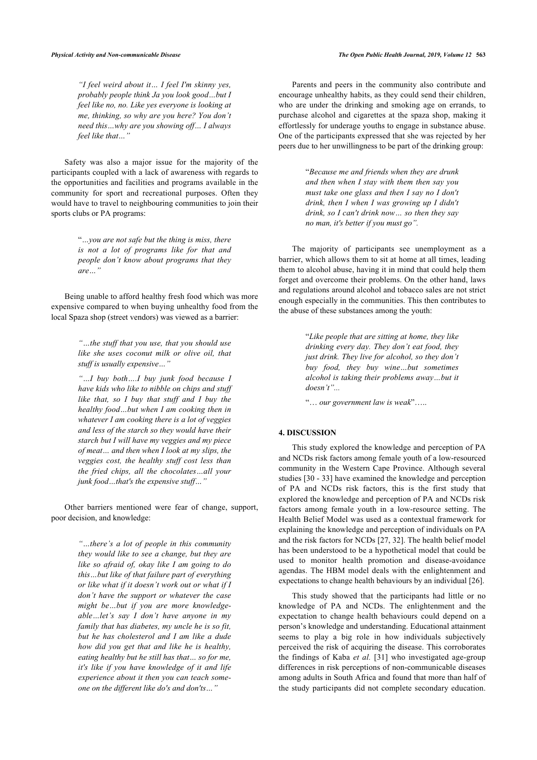> *"I feel weird about it… I feel I'm skinny yes, probably people think Ja you look good…but I feel like no, no. Like yes everyone is looking at me, thinking, so why are you here? You don't need this…why are you showing off… I always feel like that…"*

Safety was also a major issue for the majority of the participants coupled with a lack of awareness with regards to the opportunities and facilities and programs available in the community for sport and recreational purposes. Often they would have to travel to neighbouring communities to join their sports clubs or PA programs:

> "*…you are not safe but the thing is miss, there is not a lot of programs like for that and people don't know about programs that they are…"*

Being unable to afford healthy fresh food which was more expensive compared to when buying unhealthy food from the local Spaza shop (street vendors) was viewed as a barrier:

> *"…the stuff that you use, that you should use like she uses coconut milk or olive oil, that stuff is usually expensive…"*
>
> *"…I buy both….I buy junk food because I have kids who like to nibble on chips and stuff like that, so I buy that stuff and I buy the healthy food…but when I am cooking then in whatever I am cooking there is a lot of veggies and less of the starch so they would have their starch but I will have my veggies and my piece of meat… and then when I look at my slips, the veggies cost, the healthy stuff cost less than the fried chips, all the chocolates…all your junk food…that's the expensive stuff…"*

Other barriers mentioned were fear of change, support, poor decision, and knowledge:

> *"…there's a lot of people in this community they would like to see a change, but they are like so afraid of, okay like I am going to do this…but like of that failure part of everything or like what if it doesn't work out or what if I don't have the support or whatever the case might be…but if you are more knowledge-able…let's say I don't have anyone in my family that has diabetes, my uncle he is so fit, but he has cholesterol and I am like a dude how did you get that and like he is healthy, eating healthy but he still has that… so for me, it's like if you have knowledge of it and life experience about it then you can teach some-one on the different like do's and don'ts…"*

Parents and peers in the community also contribute and encourage unhealthy habits, as they could send their children, who are under the drinking and smoking age on errands, to purchase alcohol and cigarettes at the spaza shop, making it effortlessly for underage youths to engage in substance abuse. One of the participants expressed that she was rejected by her peers due to her unwillingness to be part of the drinking group:

> "*Because me and friends when they are drunk and then when I stay with them then say you must take one glass and then I say no I don't drink, then I when I was growing up I didn't drink, so I can't drink now… so then they say no man, it's better if you must go".*

The majority of participants see unemployment as a barrier, which allows them to sit at home at all times, leading them to alcohol abuse, having it in mind that could help them forget and overcome their problems. On the other hand, laws and regulations around alcohol and tobacco sales are not strict enough especially in the communities. This then contributes to the abuse of these substances among the youth:

> "*Like people that are sitting at home, they like drinking every day. They don't eat food, they just drink. They live for alcohol, so they don't buy food, they buy wine…but sometimes alcohol is taking their problems away…but it doesn't"...*
>
> "*… our government law is weak*"…..

## 4. DISCUSSION

This study explored the knowledge and perception of PA and NCDs risk factors among female youth of a low-resourced community in the Western Cape Province. Although several studies [30 - 33] have examined the knowledge and perception of PA and NCDs risk factors, this is the first study that explored the knowledge and perception of PA and NCDs risk factors among female youth in a low-resource setting. The Health Belief Model was used as a contextual framework for explaining the knowledge and perception of individuals on PA and the risk factors for NCDs [27, 32]. The health belief model has been understood to be a hypothetical model that could be used to monitor health promotion and disease-avoidance agendas. The HBM model deals with the enlightenment and expectations to change health behaviours by an individual [26].

This study showed that the participants had little or no knowledge of PA and NCDs. The enlightenment and the expectation to change health behaviours could depend on a person's knowledge and understanding. Educational attainment seems to play a big role in how individuals subjectively perceived the risk of acquiring the disease. This corroborates the findings of Kaba *et al.* [31] who investigated age-group differences in risk perceptions of non-communicable diseases among adults in South Africa and found that more than half of the study participants did not complete secondary education.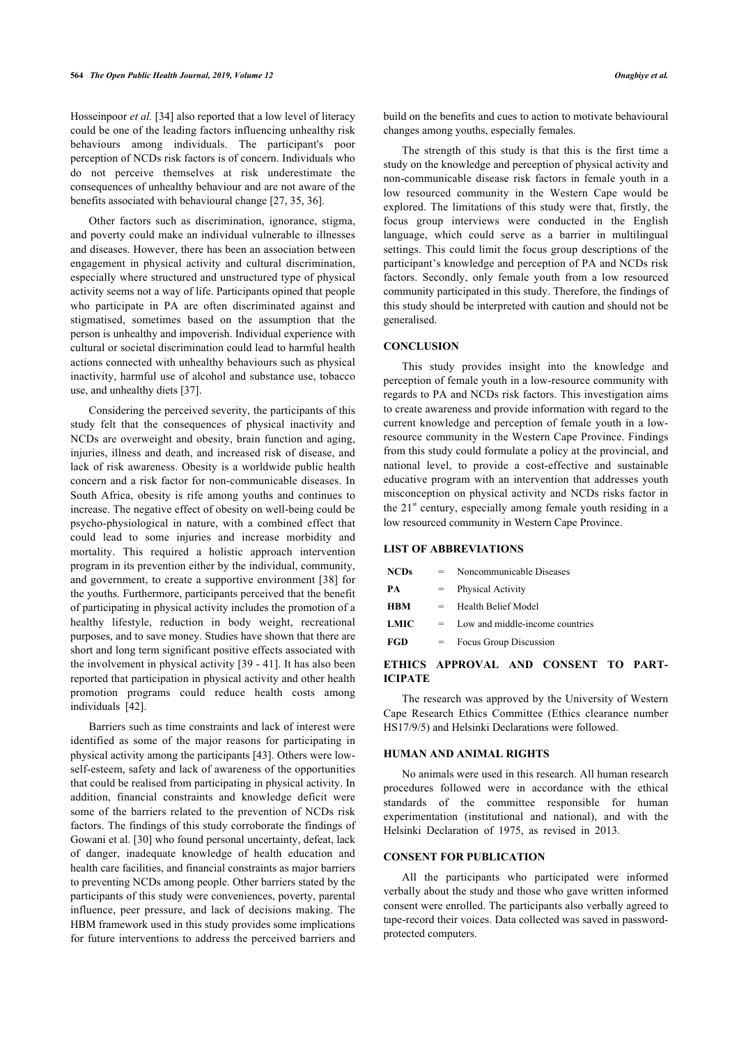Hosseinpoor *et al.* [34] also reported that a low level of literacy could be one of the leading factors influencing unhealthy risk behaviours among individuals. The participant's poor perception of NCDs risk factors is of concern. Individuals who do not perceive themselves at risk underestimate the consequences of unhealthy behaviour and are not aware of the benefits associated with behavioural change [27, 35, 36].

Other factors such as discrimination, ignorance, stigma, and poverty could make an individual vulnerable to illnesses and diseases. However, there has been an association between engagement in physical activity and cultural discrimination, especially where structured and unstructured type of physical activity seems not a way of life. Participants opined that people who participate in PA are often discriminated against and stigmatised, sometimes based on the assumption that the person is unhealthy and impoverish. Individual experience with cultural or societal discrimination could lead to harmful health actions connected with unhealthy behaviours such as physical inactivity, harmful use of alcohol and substance use, tobacco use, and unhealthy diets [37].

Considering the perceived severity, the participants of this study felt that the consequences of physical inactivity and NCDs are overweight and obesity, brain function and aging, injuries, illness and death, and increased risk of disease, and lack of risk awareness. Obesity is a worldwide public health concern and a risk factor for non-communicable diseases. In South Africa, obesity is rife among youths and continues to increase. The negative effect of obesity on well-being could be psycho-physiological in nature, with a combined effect that could lead to some injuries and increase morbidity and mortality. This required a holistic approach intervention program in its prevention either by the individual, community, and government, to create a supportive environment [38] for the youths. Furthermore, participants perceived that the benefit of participating in physical activity includes the promotion of a healthy lifestyle, reduction in body weight, recreational purposes, and to save money. Studies have shown that there are short and long term significant positive effects associated with the involvement in physical activity [39 - 41]. It has also been reported that participation in physical activity and other health promotion programs could reduce health costs among individuals [42].

Barriers such as time constraints and lack of interest were identified as some of the major reasons for participating in physical activity among the participants [43]. Others were low-self-esteem, safety and lack of awareness of the opportunities that could be realised from participating in physical activity. In addition, financial constraints and knowledge deficit were some of the barriers related to the prevention of NCDs risk factors. The findings of this study corroborate the findings of Gowani et al. [30] who found personal uncertainty, defeat, lack of danger, inadequate knowledge of health education and health care facilities, and financial constraints as major barriers to preventing NCDs among people. Other barriers stated by the participants of this study were conveniences, poverty, parental influence, peer pressure, and lack of decisions making. The HBM framework used in this study provides some implications for future interventions to address the perceived barriers and build on the benefits and cues to action to motivate behavioural changes among youths, especially females.

The strength of this study is that this is the first time a study on the knowledge and perception of physical activity and non-communicable disease risk factors in female youth in a low resourced community in the Western Cape would be explored. The limitations of this study were that, firstly, the focus group interviews were conducted in the English language, which could serve as a barrier in multilingual settings. This could limit the focus group descriptions of the participant's knowledge and perception of PA and NCDs risk factors. Secondly, only female youth from a low resourced community participated in this study. Therefore, the findings of this study should be interpreted with caution and should not be generalised.

## CONCLUSION

This study provides insight into the knowledge and perception of female youth in a low-resource community with regards to PA and NCDs risk factors. This investigation aims to create awareness and provide information with regard to the current knowledge and perception of female youth in a low-resource community in the Western Cape Province. Findings from this study could formulate a policy at the provincial, and national level, to provide a cost-effective and sustainable educative program with an intervention that addresses youth misconception on physical activity and NCDs risks factor in the 21st century, especially among female youth residing in a low resourced community in Western Cape Province.

## LIST OF ABBREVIATIONS

| | | |
|---|---|---|
| **NCDs** | = | Noncommunicable Diseases |
| **PA** | = | Physical Activity |
| **HBM** | = | Health Belief Model |
| **LMIC** | = | Low and middle-income countries |
| **FGD** | = | Focus Group Discussion |

## ETHICS APPROVAL AND CONSENT TO PARTICIPATE

The research was approved by the University of Western Cape Research Ethics Committee (Ethics clearance number HS17/9/5) and Helsinki Declarations were followed.

## HUMAN AND ANIMAL RIGHTS

No animals were used in this research. All human research procedures followed were in accordance with the ethical standards of the committee responsible for human experimentation (institutional and national), and with the Helsinki Declaration of 1975, as revised in 2013.

## CONSENT FOR PUBLICATION

All the participants who participated were informed verbally about the study and those who gave written informed consent were enrolled. The participants also verbally agreed to tape-record their voices. Data collected was saved in password-protected computers.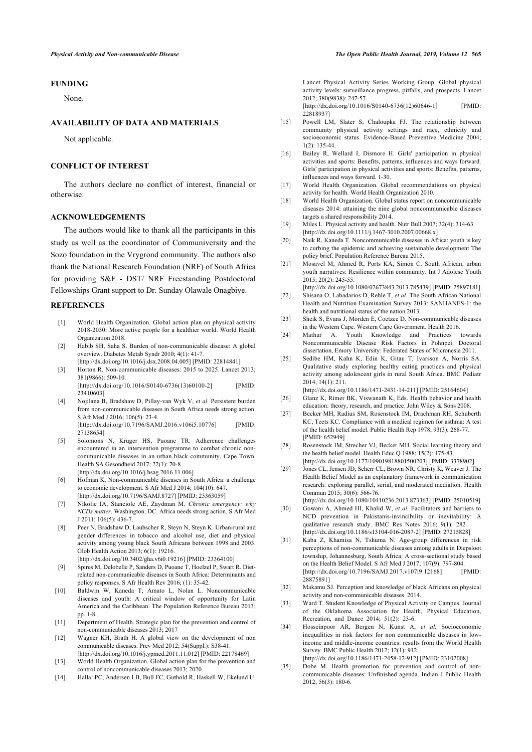## FUNDING

None.

## AVAILABILITY OF DATA AND MATERIALS

Not applicable.

## CONFLICT OF INTEREST

The authors declare no conflict of interest, financial or otherwise.

## ACKNOWLEDGEMENTS

The authors would like to thank all the participants in this study as well as the coordinator of Communiversity and the Sozo foundation in the Vrygrond community. The authors also thank the National Research Foundation (NRF) of South Africa for providing S&F - DST/ NRF Freestanding Postdoctoral Fellowships Grant support to Dr. Sunday Olawale Onagbiye.

## REFERENCES

[1] World Health Organization. Global action plan on physical activity 2018-2030: More active people for a healthier world. World Health Organization 2018.

[2] Habib SH, Saha S. Burden of non-communicable disease: A global overview. Diabetes Metab Syndr 2010; 4(1): 41-7. [http://dx.doi.org/10.1016/j.dsx.2008.04.005] [PMID: 22814841]

[3] Horton R. Non-communicable diseases: 2015 to 2025. Lancet 2013; 381(9866): 509-10. [http://dx.doi.org/10.1016/S0140-6736(13)60100-2] [PMID: 23410603]

[4] Nojilana B, Bradshaw D, Pillay-van Wyk V, *et al.* Persistent burden from non-communicable diseases in South Africa needs strong action. S Afr Med J 2016; 106(5): 23-4. [http://dx.doi.org/10.7196/SAMJ.2016.v106i5.10776] [PMID: 27138654]

[5] Solomons N, Kruger HS, Puoane TR. Adherence challenges encountered in an intervention programme to combat chronic non-communicable diseases in an urban black community, Cape Town. Health SA Gesondheid 2017; 22(1): 70-8. [http://dx.doi.org/10.1016/j.hsag.2016.11.006]

[6] Hofman K. Non-communicable diseases in South Africa: a challenge to economic development. S Afr Med J 2014; 104(10): 647. [http://dx.doi.org/10.7196/SAMJ.8727] [PMID: 25363059]

[7] Nikolic IA, Stanciole AE, Zaydman M. *Chronic emergency: why NCDs matter*. Washington, DC. Africa needs strong action. S Afr Med J 2011; 106(5): 436-7.

[8] Peer N, Bradshaw D, Laubscher R, Steyn N, Steyn K. Urban-rural and gender differences in tobacco and alcohol use, diet and physical activity among young black South Africans between 1998 and 2003. Glob Health Action 2013; 6(1): 19216. [http://dx.doi.org/10.3402/gha.v6i0.19216] [PMID: 23364100]

[9] Spires M, Delobelle P, Sanders D, Puoane T, Hoelzel P, Swart R. Diet-related non-communicable diseases in South Africa: Determinants and policy responses. S Afr Health Rev 2016; (1): 35-42.

[10] Baldwin W, Kaneda T, Amato L, Nolan L. Noncommunicable diseases and youth: A critical window of opportunity for Latin America and the Caribbean. The Population Reference Bureau 2013; pp. 1-8.

[11] Department of Health. Strategic plan for the prevention and control of non-communicable diseases 2013; 2017

[12] Wagner KH, Brath H. A global view on the development of non communicable diseases. Prev Med 2012; 54(Suppl.): S38-41. [http://dx.doi.org/10.1016/j.ypmed.2011.11.012] [PMID: 22178469]

[13] World Health Organization. Global action plan for the prevention and control of noncommunicable diseases 2013; 2020

[14] Hallal PC, Andersen LB, Bull FC, Guthold R, Haskell W, Ekelund U. Lancet Physical Activity Series Working Group. Global physical activity levels: surveillance progress, pitfalls, and prospects. Lancet 2012; 380(9838): 247-57. [http://dx.doi.org/10.1016/S0140-6736(12)60646-1] [PMID: 22818937]

[15] Powell LM, Slater S, Chaloupka FJ. The relationship between community physical activity settings and race, ethnicity and socioeconomic status. Evidence-Based Preventive Medicine 2004; 1(2): 135-44.

[16] Bailey R, Wellard I, Dismore H. Girls' participation in physical activities and sports: Benefits, patterns, influences and ways forward. Girls' participation in physical activities and sports: Benefits, patterns, influences and ways forward. 1-30.

[17] World Health Organization. Global recommendations on physical activity for health. World Health Organization 2010.

[18] World Health Organization. Global status report on noncommunicable diseases 2014: attaining the nine global noncommunicable diseases targets a shared responsibility 2014.

[19] Miles L. Physical activity and health. Nutr Bull 2007; 32(4): 314-63. [http://dx.doi.org/10.1111/j.1467-3010.2007.00668.x]

[20] Naik R, Kaneda T. Noncommunicable diseases in Africa: youth is key to curbing the epidemic and achieving sustainable development The policy brief. Population Reference Bureau 2015.

[21] Mosavel M, Ahmed R, Ports KA, Simon C. South African, urban youth narratives: Resilience within community. Int J Adolesc Youth 2015; 20(2): 245-55. [http://dx.doi.org/10.1080/02673843.2013.785439] [PMID: 25897181]

[22] Shisana O, Labadarios D, Rehle T, *et al.* The South African National Health and Nutrition Examination Survey 2013: SANHANES-1: the health and nutritional status of the nation 2013.

[23] Sheik S, Evans J, Morden E, Coetzee D. Non-communicable diseases in the Western Cape. Western Cape Government. Health 2016.

[24] Mathur A. Youth Knowledge and Practices towards Noncommunicable Disease Risk Factors in Pohnpei. Doctoral dissertation, Emory University: Federated States of Micronesia 2011.

[25] Sedibe HM, Kahn K, Edin K, Gitau T, Ivarsson A, Norris SA. Qualitative study exploring healthy eating practices and physical activity among adolescent girls in rural South Africa. BMC Pediatr 2014; 14(1): 211. [http://dx.doi.org/10.1186/1471-2431-14-211] [PMID: 25164604]

[26] Glanz K, Rimer BK, Viswanath K, Eds. Health behavior and health education: theory, research, and practice. John Wiley & Sons 2008.

[27] Becker MH, Radius SM, Rosenstock IM, Drachman RH, Schuberth KC, Teets KC. Compliance with a medical regimen for asthma: A test of the health belief model. Public Health Rep 1978; 93(3): 268-77. [PMID: 652949]

[28] Rosenstock IM, Strecher VJ, Becker MH. Social learning theory and the health belief model. Health Educ Q 1988; 15(2): 175-83. [http://dx.doi.org/10.1177/109019818801500203] [PMID: 3378902]

[29] Jones CL, Jensen JD, Scherr CL, Brown NR, Christy K, Weaver J. The Health Belief Model as an explanatory framework in communication research: exploring parallel, serial, and moderated mediation. Health Commun 2015; 30(6): 566-76. [http://dx.doi.org/10.1080/10410236.2013.873363] [PMID: 25010519]

[30] Gowani A, Ahmed HI, Khalid W, *et al.* Facilitators and barriers to NCD prevention in Pakistanis-invincibility or inevitability: A qualitative research study. BMC Res Notes 2016; 9(1): 282. [http://dx.doi.org/10.1186/s13104-016-2087-2] [PMID: 27215828]

[31] Kaba Z, Khamisa N, Tshuma N. Age-group differences in risk perceptions of non-communicable diseases among adults in Diepsloot township, Johannesburg, South Africa: A cross-sectional study based on the Health Belief Model. S Afr Med J 2017; 107(9): 797-804. [http://dx.doi.org/10.7196/SAMJ.2017.v107i9.12168] [PMID: 28875891]

[32] Makamu SJ. Perception and knowledge of black Africans on physical activity and non-communicable diseases. 2014.

[33] Ward T. Student Knowledge of Physical Activity on Campus. Journal of the Oklahoma Association for Health, Physical Education, Recreation, and Dance 2014; 51(2): 23-6.

[34] Hosseinpoor AR, Bergen N, Kunst A, *et al.* Socioeconomic inequalities in risk factors for non communicable diseases in low-income and middle-income countries: results from the World Health Survey. BMC Public Health 2012; 12(1): 912. [http://dx.doi.org/10.1186/1471-2458-12-912] [PMID: 23102008]

[35] Dobe M. Health promotion for prevention and control of non-communicable diseases: Unfinished agenda. Indian J Public Health 2012; 56(3): 180-6.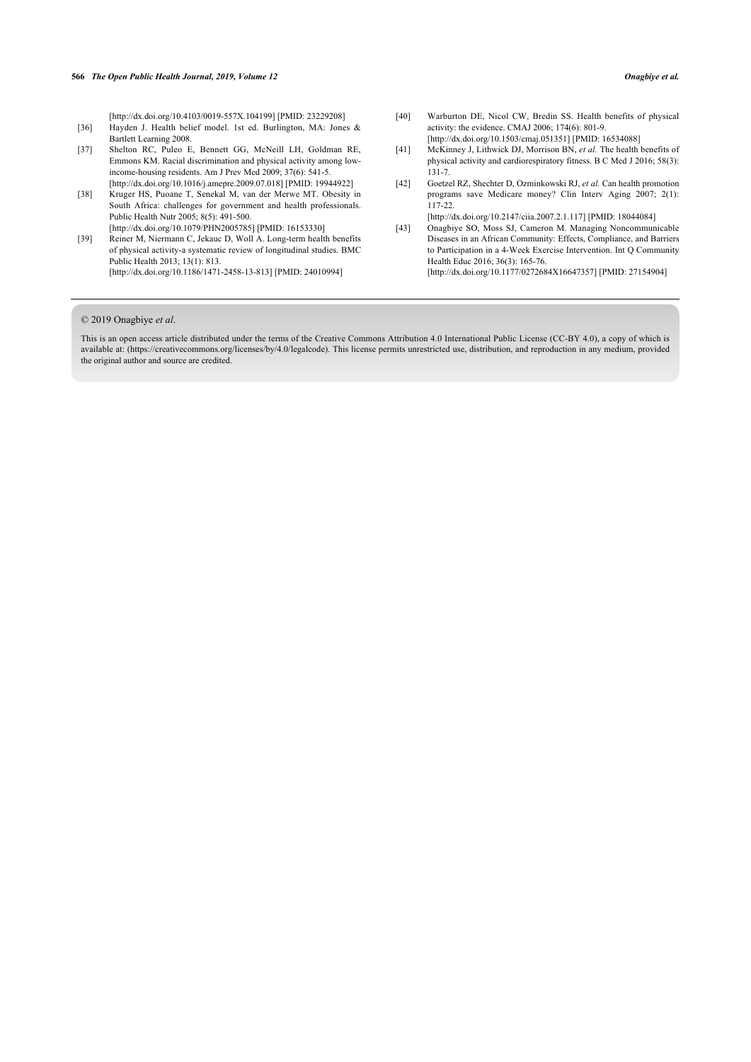[http://dx.doi.org/10.4103/0019-557X.104199] [PMID: 23229208]

[36] Hayden J. Health belief model. 1st ed. Burlington, MA: Jones & Bartlett Learning 2008.

[37] Shelton RC, Puleo E, Bennett GG, McNeill LH, Goldman RE, Emmons KM. Racial discrimination and physical activity among low-income-housing residents. Am J Prev Med 2009; 37(6): 541-5. [http://dx.doi.org/10.1016/j.amepre.2009.07.018] [PMID: 19944922]

[38] Kruger HS, Puoane T, Senekal M, van der Merwe MT. Obesity in South Africa: challenges for government and health professionals. Public Health Nutr 2005; 8(5): 491-500. [http://dx.doi.org/10.1079/PHN2005785] [PMID: 16153330]

[39] Reiner M, Niermann C, Jekauc D, Woll A. Long-term health benefits of physical activity-a systematic review of longitudinal studies. BMC Public Health 2013; 13(1): 813. [http://dx.doi.org/10.1186/1471-2458-13-813] [PMID: 24010994]

[40] Warburton DE, Nicol CW, Bredin SS. Health benefits of physical activity: the evidence. CMAJ 2006; 174(6): 801-9. [http://dx.doi.org/10.1503/cmaj.051351] [PMID: 16534088]

[41] McKinney J, Lithwick DJ, Morrison BN, *et al.* The health benefits of physical activity and cardiorespiratory fitness. B C Med J 2016; 58(3): 131-7.

[42] Goetzel RZ, Shechter D, Ozminkowski RJ, *et al.* Can health promotion programs save Medicare money? Clin Interv Aging 2007; 2(1): 117-22. [http://dx.doi.org/10.2147/ciia.2007.2.1.117] [PMID: 18044084]

[43] Onagbiye SO, Moss SJ, Cameron M. Managing Noncommunicable Diseases in an African Community: Effects, Compliance, and Barriers to Participation in a 4-Week Exercise Intervention. Int Q Community Health Educ 2016; 36(3): 165-76. [http://dx.doi.org/10.1177/0272684X16647357] [PMID: 27154904]

---

© 2019 Onagbiye *et al*.

This is an open access article distributed under the terms of the Creative Commons Attribution 4.0 International Public License (CC-BY 4.0), a copy of which is available at: (https://creativecommons.org/licenses/by/4.0/legalcode). This license permits unrestricted use, distribution, and reproduction in any medium, provided the original author and source are credited.